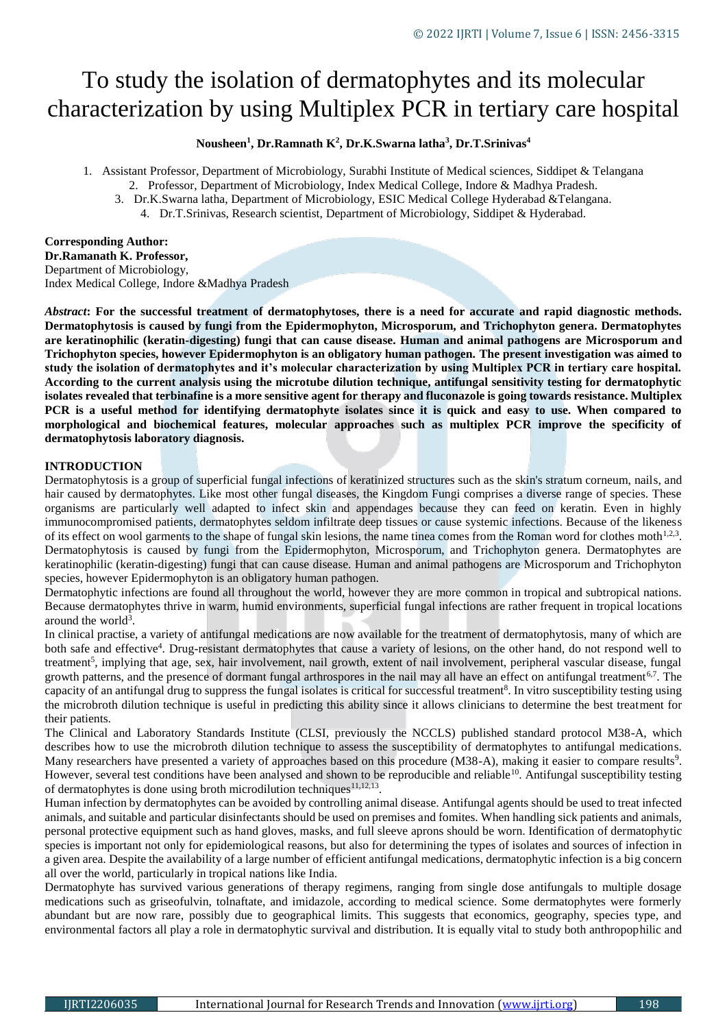# To study the isolation of dermatophytes and its molecular characterization by using Multiplex PCR in tertiary care hospital

**Nousheen[1], Dr.Ramnath K[2], Dr.K.Swarna latha[3], Dr.T.Srinivas[4]**

1. Assistant Professor, Department of Microbiology, Surabhi Institute of Medical sciences, Siddipet & Telangana
2. Professor, Department of Microbiology, Index Medical College, Indore & Madhya Pradesh.
3. Dr.K.Swarna latha, Department of Microbiology, ESIC Medical College Hyderabad &Telangana.
4. Dr.T.Srinivas, Research scientist, Department of Microbiology, Siddipet & Hyderabad.

**Corresponding Author:**
**Dr.Ramanath K. Professor,**
Department of Microbiology,
Index Medical College, Indore &Madhya Pradesh

***Abstract*: For the successful treatment of dermatophytoses, there is a need for accurate and rapid diagnostic methods. Dermatophytosis is caused by fungi from the Epidermophyton, Microsporum, and Trichophyton genera. Dermatophytes are keratinophilic (keratin-digesting) fungi that can cause disease. Human and animal pathogens are Microsporum and Trichophyton species, however Epidermophyton is an obligatory human pathogen. The present investigation was aimed to study the isolation of dermatophytes and it's molecular characterization by using Multiplex PCR in tertiary care hospital. According to the current analysis using the microtube dilution technique, antifungal sensitivity testing for dermatophytic isolates revealed that terbinafine is a more sensitive agent for therapy and fluconazole is going towards resistance. Multiplex PCR is a useful method for identifying dermatophyte isolates since it is quick and easy to use. When compared to morphological and biochemical features, molecular approaches such as multiplex PCR improve the specificity of dermatophytosis laboratory diagnosis.**

## INTRODUCTION

Dermatophytosis is a group of superficial fungal infections of keratinized structures such as the skin's stratum corneum, nails, and hair caused by dermatophytes. Like most other fungal diseases, the Kingdom Fungi comprises a diverse range of species. These organisms are particularly well adapted to infect skin and appendages because they can feed on keratin. Even in highly immunocompromised patients, dermatophytes seldom infiltrate deep tissues or cause systemic infections. Because of the likeness of its effect on wool garments to the shape of fungal skin lesions, the name tinea comes from the Roman word for clothes moth[1,2,3].

Dermatophytosis is caused by fungi from the Epidermophyton, Microsporum, and Trichophyton genera. Dermatophytes are keratinophilic (keratin-digesting) fungi that can cause disease. Human and animal pathogens are Microsporum and Trichophyton species, however Epidermophyton is an obligatory human pathogen.

Dermatophytic infections are found all throughout the world, however they are more common in tropical and subtropical nations. Because dermatophytes thrive in warm, humid environments, superficial fungal infections are rather frequent in tropical locations around the world[3].

In clinical practise, a variety of antifungal medications are now available for the treatment of dermatophytosis, many of which are both safe and effective[4]. Drug-resistant dermatophytes that cause a variety of lesions, on the other hand, do not respond well to treatment[5], implying that age, sex, hair involvement, nail growth, extent of nail involvement, peripheral vascular disease, fungal growth patterns, and the presence of dormant fungal arthrospores in the nail may all have an effect on antifungal treatment[6,7]. The capacity of an antifungal drug to suppress the fungal isolates is critical for successful treatment[8]. In vitro susceptibility testing using the microbroth dilution technique is useful in predicting this ability since it allows clinicians to determine the best treatment for their patients.

The Clinical and Laboratory Standards Institute (CLSI, previously the NCCLS) published standard protocol M38-A, which describes how to use the microbroth dilution technique to assess the susceptibility of dermatophytes to antifungal medications. Many researchers have presented a variety of approaches based on this procedure (M38-A), making it easier to compare results[9]. However, several test conditions have been analysed and shown to be reproducible and reliable[10]. Antifungal susceptibility testing of dermatophytes is done using broth microdilution techniques[11,12,13].

Human infection by dermatophytes can be avoided by controlling animal disease. Antifungal agents should be used to treat infected animals, and suitable and particular disinfectants should be used on premises and fomites. When handling sick patients and animals, personal protective equipment such as hand gloves, masks, and full sleeve aprons should be worn. Identification of dermatophytic species is important not only for epidemiological reasons, but also for determining the types of isolates and sources of infection in a given area. Despite the availability of a large number of efficient antifungal medications, dermatophytic infection is a big concern all over the world, particularly in tropical nations like India.

Dermatophyte has survived various generations of therapy regimens, ranging from single dose antifungals to multiple dosage medications such as griseofulvin, tolnaftate, and imidazole, according to medical science. Some dermatophytes were formerly abundant but are now rare, possibly due to geographical limits. This suggests that economics, geography, species type, and environmental factors all play a role in dermatophytic survival and distribution. It is equally vital to study both anthropophilic and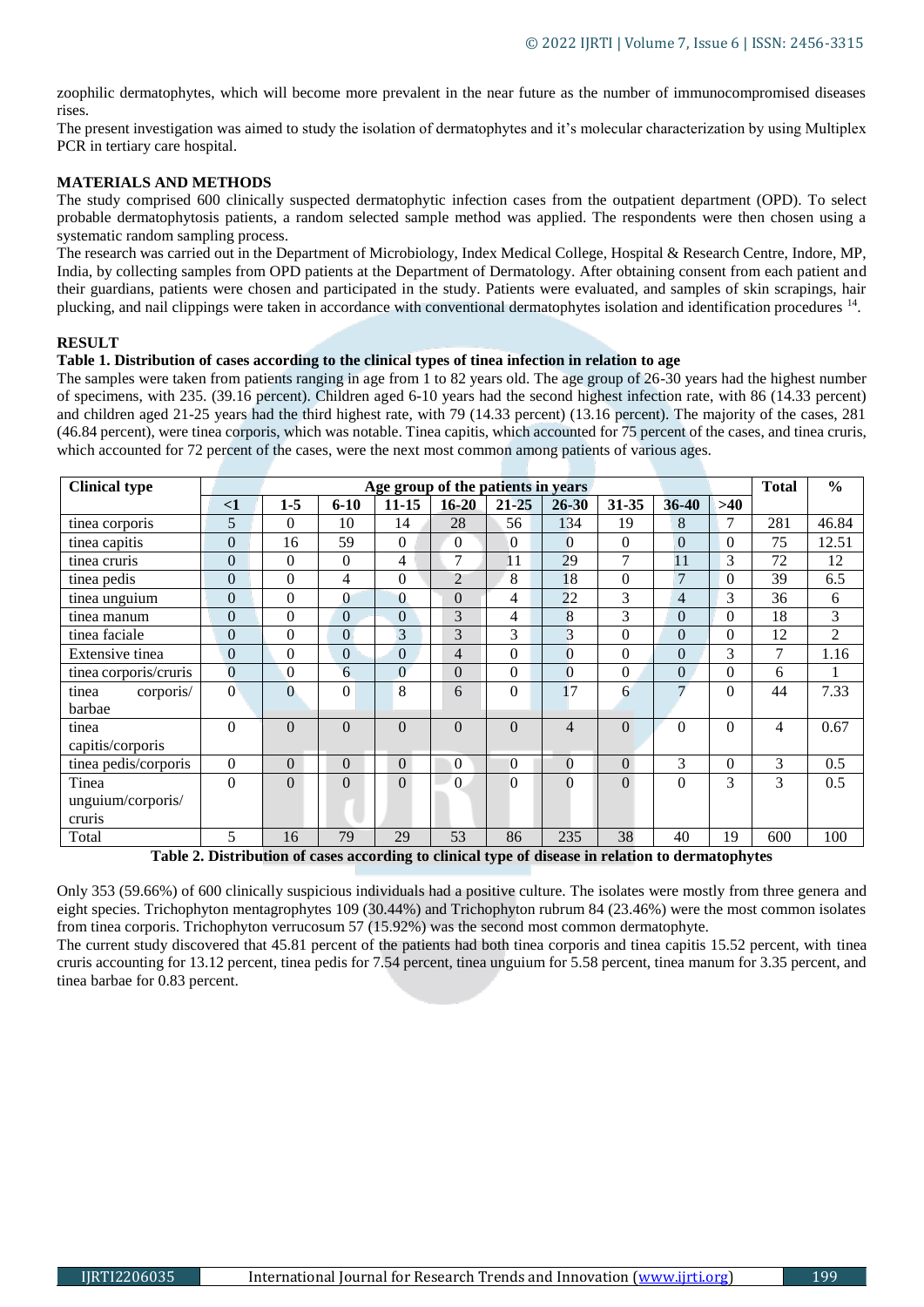zoophilic dermatophytes, which will become more prevalent in the near future as the number of immunocompromised diseases rises.

The present investigation was aimed to study the isolation of dermatophytes and it's molecular characterization by using Multiplex PCR in tertiary care hospital.

## MATERIALS AND METHODS

The study comprised 600 clinically suspected dermatophytic infection cases from the outpatient department (OPD). To select probable dermatophytosis patients, a random selected sample method was applied. The respondents were then chosen using a systematic random sampling process.

The research was carried out in the Department of Microbiology, Index Medical College, Hospital & Research Centre, Indore, MP, India, by collecting samples from OPD patients at the Department of Dermatology. After obtaining consent from each patient and their guardians, patients were chosen and participated in the study. Patients were evaluated, and samples of skin scrapings, hair plucking, and nail clippings were taken in accordance with conventional dermatophytes isolation and identification procedures [14].

## RESULT

**Table 1. Distribution of cases according to the clinical types of tinea infection in relation to age**

The samples were taken from patients ranging in age from 1 to 82 years old. The age group of 26-30 years had the highest number of specimens, with 235. (39.16 percent). Children aged 6-10 years had the second highest infection rate, with 86 (14.33 percent) and children aged 21-25 years had the third highest rate, with 79 (14.33 percent) (13.16 percent). The majority of the cases, 281 (46.84 percent), were tinea corporis, which was notable. Tinea capitis, which accounted for 75 percent of the cases, and tinea cruris, which accounted for 72 percent of the cases, were the next most common among patients of various ages.

| Clinical type | Age group of the patients in years | | | | | | | | | | Total | % |
|---|---|---|---|---|---|---|---|---|---|---|---|---|
| | <1 | 1-5 | 6-10 | 11-15 | 16-20 | 21-25 | 26-30 | 31-35 | 36-40 | >40 | | |
| tinea corporis | 5 | 0 | 10 | 14 | 28 | 56 | 134 | 19 | 8 | 7 | 281 | 46.84 |
| tinea capitis | 0 | 16 | 59 | 0 | 0 | 0 | 0 | 0 | 0 | 0 | 75 | 12.51 |
| tinea cruris | 0 | 0 | 0 | 4 | 7 | 11 | 29 | 7 | 11 | 3 | 72 | 12 |
| tinea pedis | 0 | 0 | 4 | 0 | 2 | 8 | 18 | 0 | 7 | 0 | 39 | 6.5 |
| tinea unguium | 0 | 0 | 0 | 0 | 0 | 4 | 22 | 3 | 4 | 3 | 36 | 6 |
| tinea manum | 0 | 0 | 0 | 0 | 3 | 4 | 8 | 3 | 0 | 0 | 18 | 3 |
| tinea faciale | 0 | 0 | 0 | 3 | 3 | 3 | 3 | 0 | 0 | 0 | 12 | 2 |
| Extensive tinea | 0 | 0 | 0 | 0 | 4 | 0 | 0 | 0 | 0 | 3 | 7 | 1.16 |
| tinea corporis/cruris | 0 | 0 | 6 | 0 | 0 | 0 | 0 | 0 | 0 | 0 | 6 | 1 |
| tinea corporis/ barbae | 0 | 0 | 0 | 8 | 6 | 0 | 17 | 6 | 7 | 0 | 44 | 7.33 |
| tinea capitis/corporis | 0 | 0 | 0 | 0 | 0 | 0 | 4 | 0 | 0 | 0 | 4 | 0.67 |
| tinea pedis/corporis | 0 | 0 | 0 | 0 | 0 | 0 | 0 | 0 | 3 | 0 | 3 | 0.5 |
| Tinea unguium/corporis/ cruris | 0 | 0 | 0 | 0 | 0 | 0 | 0 | 0 | 0 | 3 | 3 | 0.5 |
| Total | 5 | 16 | 79 | 29 | 53 | 86 | 235 | 38 | 40 | 19 | 600 | 100 |

**Table 2. Distribution of cases according to clinical type of disease in relation to dermatophytes**

Only 353 (59.66%) of 600 clinically suspicious individuals had a positive culture. The isolates were mostly from three genera and eight species. Trichophyton mentagrophytes 109 (30.44%) and Trichophyton rubrum 84 (23.46%) were the most common isolates from tinea corporis. Trichophyton verrucosum 57 (15.92%) was the second most common dermatophyte.

The current study discovered that 45.81 percent of the patients had both tinea corporis and tinea capitis 15.52 percent, with tinea cruris accounting for 13.12 percent, tinea pedis for 7.54 percent, tinea unguium for 5.58 percent, tinea manum for 3.35 percent, and tinea barbae for 0.83 percent.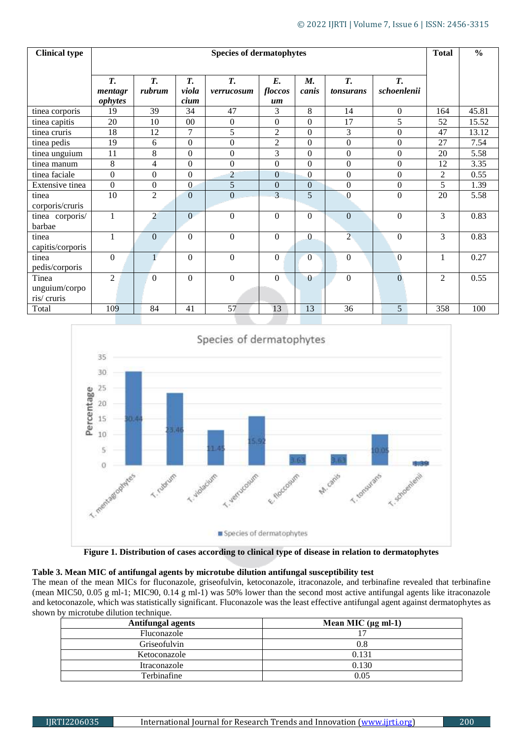| Clinical type | Species of dermatophytes | | | | | | | | Total | % |
|---|---|---|---|---|---|---|---|---|---|---|
| | *T. mentagrophytes* | *T. rubrum* | *T. violacium* | *T. verrucosum* | *E. floccosum* | *M. canis* | *T. tonsurans* | *T. schoenlenii* | | |
| tinea corporis | 19 | 39 | 34 | 47 | 3 | 8 | 14 | 0 | 164 | 45.81 |
| tinea capitis | 20 | 10 | 00 | 0 | 0 | 0 | 17 | 5 | 52 | 15.52 |
| tinea cruris | 18 | 12 | 7 | 5 | 2 | 0 | 3 | 0 | 47 | 13.12 |
| tinea pedis | 19 | 6 | 0 | 0 | 2 | 0 | 0 | 0 | 27 | 7.54 |
| tinea unguium | 11 | 8 | 0 | 0 | 3 | 0 | 0 | 0 | 20 | 5.58 |
| tinea manum | 8 | 4 | 0 | 0 | 0 | 0 | 0 | 0 | 12 | 3.35 |
| tinea faciale | 0 | 0 | 0 | 2 | 0 | 0 | 0 | 0 | 2 | 0.55 |
| Extensive tinea | 0 | 0 | 0 | 5 | 0 | 0 | 0 | 0 | 5 | 1.39 |
| tinea corporis/cruris | 10 | 2 | 0 | 0 | 3 | 5 | 0 | 0 | 20 | 5.58 |
| tinea corporis/ barbae | 1 | 2 | 0 | 0 | 0 | 0 | 0 | 0 | 3 | 0.83 |
| tinea capitis/corporis | 1 | 0 | 0 | 0 | 0 | 0 | 2 | 0 | 3 | 0.83 |
| tinea pedis/corporis | 0 | 1 | 0 | 0 | 0 | 0 | 0 | 0 | 1 | 0.27 |
| Tinea unguium/corporis/ cruris | 2 | 0 | 0 | 0 | 0 | 0 | 0 | 0 | 2 | 0.55 |
| Total | 109 | 84 | 41 | 57 | 13 | 13 | 36 | 5 | 358 | 100 |

**Figure 1. Distribution of cases according to clinical type of disease in relation to dermatophytes**

**Table 3. Mean MIC of antifungal agents by microtube dilution antifungal susceptibility test**

The mean of the mean MICs for fluconazole, griseofulvin, ketoconazole, itraconazole, and terbinafine revealed that terbinafine (mean MIC50, 0.05 g ml-1; MIC90, 0.14 g ml-1) was 50% lower than the second most active antifungal agents like itraconazole and ketoconazole, which was statistically significant. Fluconazole was the least effective antifungal agent against dermatophytes as shown by microtube dilution technique.

| Antifungal agents | Mean MIC (µg ml-1) |
|---|---|
| Fluconazole | 17 |
| Griseofulvin | 0.8 |
| Ketoconazole | 0.131 |
| Itraconazole | 0.130 |
| Terbinafine | 0.05 |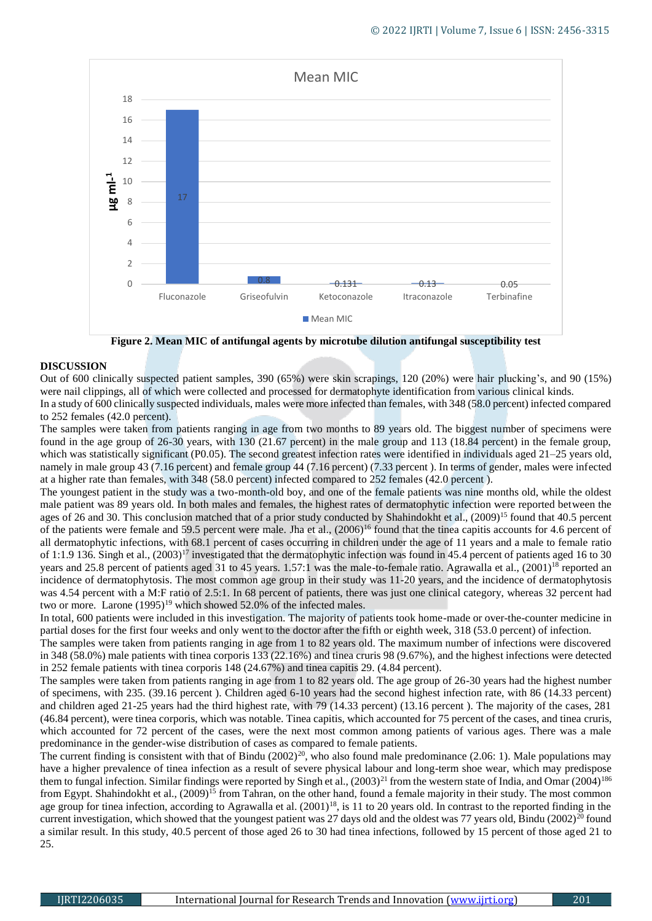Figure 2. **Mean MIC of antifungal agents by microtube dilution antifungal susceptibility test**

## DISCUSSION

Out of 600 clinically suspected patient samples, 390 (65%) were skin scrapings, 120 (20%) were hair plucking's, and 90 (15%) were nail clippings, all of which were collected and processed for dermatophyte identification from various clinical kinds.

In a study of 600 clinically suspected individuals, males were more infected than females, with 348 (58.0 percent) infected compared to 252 females (42.0 percent).

The samples were taken from patients ranging in age from two months to 89 years old. The biggest number of specimens were found in the age group of 26-30 years, with 130 (21.67 percent) in the male group and 113 (18.84 percent) in the female group, which was statistically significant (P0.05). The second greatest infection rates were identified in individuals aged 21–25 years old, namely in male group 43 (7.16 percent) and female group 44 (7.16 percent) (7.33 percent ). In terms of gender, males were infected at a higher rate than females, with 348 (58.0 percent) infected compared to 252 females (42.0 percent ).

The youngest patient in the study was a two-month-old boy, and one of the female patients was nine months old, while the oldest male patient was 89 years old. In both males and females, the highest rates of dermatophytic infection were reported between the ages of 26 and 30. This conclusion matched that of a prior study conducted by Shahindokht et al., (2009)[15] found that 40.5 percent of the patients were female and 59.5 percent were male. Jha et al., (2006)[16] found that the tinea capitis accounts for 4.6 percent of all dermatophytic infections, with 68.1 percent of cases occurring in children under the age of 11 years and a male to female ratio of 1:1.9 136. Singh et al., (2003)[17] investigated that the dermatophytic infection was found in 45.4 percent of patients aged 16 to 30 years and 25.8 percent of patients aged 31 to 45 years. 1.57:1 was the male-to-female ratio. Agrawalla et al., (2001)[18] reported an incidence of dermatophytosis. The most common age group in their study was 11-20 years, and the incidence of dermatophytosis was 4.54 percent with a M:F ratio of 2.5:1. In 68 percent of patients, there was just one clinical category, whereas 32 percent had two or more. Larone (1995)[19] which showed 52.0% of the infected males.

In total, 600 patients were included in this investigation. The majority of patients took home-made or over-the-counter medicine in partial doses for the first four weeks and only went to the doctor after the fifth or eighth week, 318 (53.0 percent) of infection.

The samples were taken from patients ranging in age from 1 to 82 years old. The maximum number of infections were discovered in 348 (58.0%) male patients with tinea corporis 133 (22.16%) and tinea cruris 98 (9.67%), and the highest infections were detected in 252 female patients with tinea corporis 148 (24.67%) and tinea capitis 29. (4.84 percent).

The samples were taken from patients ranging in age from 1 to 82 years old. The age group of 26-30 years had the highest number of specimens, with 235. (39.16 percent ). Children aged 6-10 years had the second highest infection rate, with 86 (14.33 percent) and children aged 21-25 years had the third highest rate, with 79 (14.33 percent) (13.16 percent ). The majority of the cases, 281 (46.84 percent), were tinea corporis, which was notable. Tinea capitis, which accounted for 75 percent of the cases, and tinea cruris, which accounted for 72 percent of the cases, were the next most common among patients of various ages. There was a male predominance in the gender-wise distribution of cases as compared to female patients.

The current finding is consistent with that of Bindu (2002)[20], who also found male predominance (2.06: 1). Male populations may have a higher prevalence of tinea infection as a result of severe physical labour and long-term shoe wear, which may predispose them to fungal infection. Similar findings were reported by Singh et al., (2003)[21] from the western state of India, and Omar (2004)[186] from Egypt. Shahindokht et al., (2009)[15] from Tahran, on the other hand, found a female majority in their study. The most common age group for tinea infection, according to Agrawalla et al. (2001)[18], is 11 to 20 years old. In contrast to the reported finding in the current investigation, which showed that the youngest patient was 27 days old and the oldest was 77 years old, Bindu (2002)[20] found a similar result. In this study, 40.5 percent of those aged 26 to 30 had tinea infections, followed by 15 percent of those aged 21 to 25.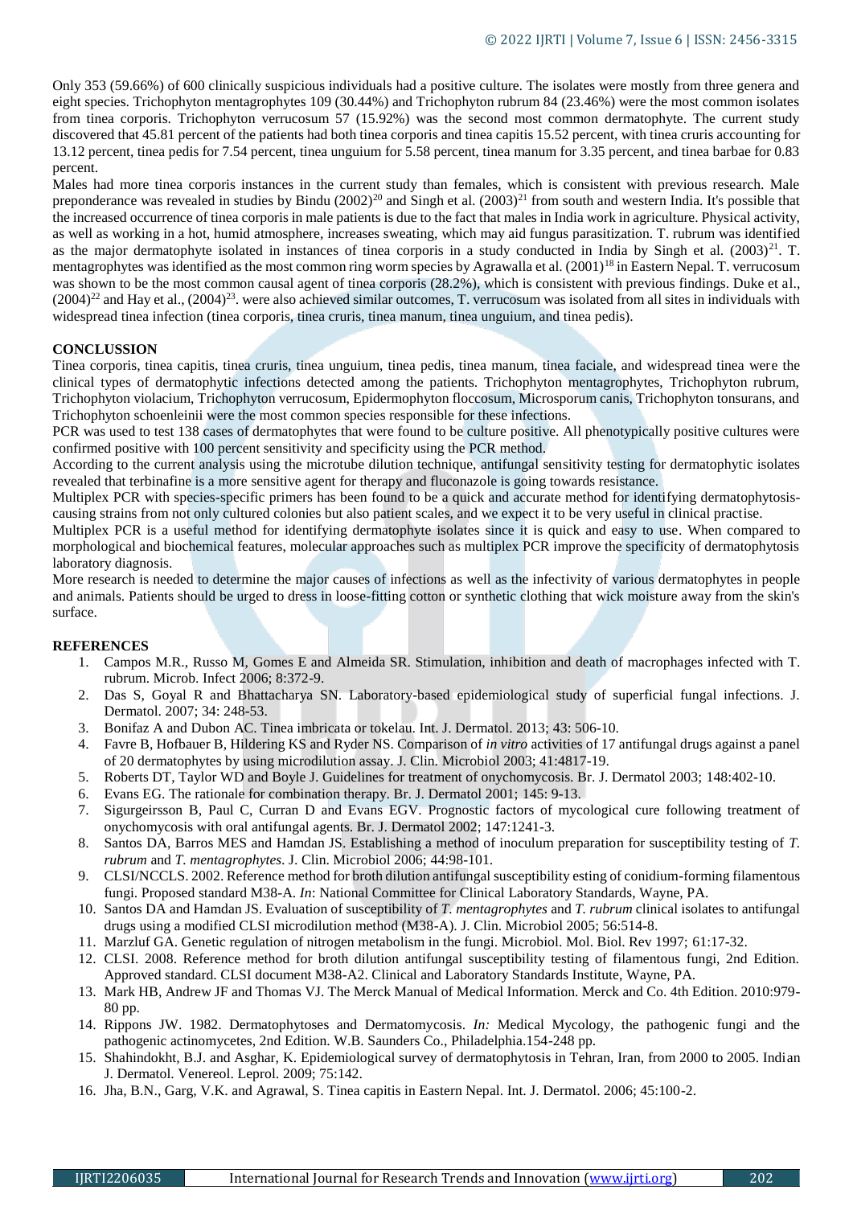Only 353 (59.66%) of 600 clinically suspicious individuals had a positive culture. The isolates were mostly from three genera and eight species. Trichophyton mentagrophytes 109 (30.44%) and Trichophyton rubrum 84 (23.46%) were the most common isolates from tinea corporis. Trichophyton verrucosum 57 (15.92%) was the second most common dermatophyte. The current study discovered that 45.81 percent of the patients had both tinea corporis and tinea capitis 15.52 percent, with tinea cruris accounting for 13.12 percent, tinea pedis for 7.54 percent, tinea unguium for 5.58 percent, tinea manum for 3.35 percent, and tinea barbae for 0.83 percent.

Males had more tinea corporis instances in the current study than females, which is consistent with previous research. Male preponderance was revealed in studies by Bindu (2002)[20] and Singh et al. (2003)[21] from south and western India. It's possible that the increased occurrence of tinea corporis in male patients is due to the fact that males in India work in agriculture. Physical activity, as well as working in a hot, humid atmosphere, increases sweating, which may aid fungus parasitization. T. rubrum was identified as the major dermatophyte isolated in instances of tinea corporis in a study conducted in India by Singh et al. (2003)[21]. T. mentagrophytes was identified as the most common ring worm species by Agrawalla et al. (2001)[18] in Eastern Nepal. T. verrucosum was shown to be the most common causal agent of tinea corporis (28.2%), which is consistent with previous findings. Duke et al., (2004)[22] and Hay et al., (2004)[23]. were also achieved similar outcomes, T. verrucosum was isolated from all sites in individuals with widespread tinea infection (tinea corporis, tinea cruris, tinea manum, tinea unguium, and tinea pedis).

## CONCLUSSION

Tinea corporis, tinea capitis, tinea cruris, tinea unguium, tinea pedis, tinea manum, tinea faciale, and widespread tinea were the clinical types of dermatophytic infections detected among the patients. Trichophyton mentagrophytes, Trichophyton rubrum, Trichophyton violacium, Trichophyton verrucosum, Epidermophyton floccosum, Microsporum canis, Trichophyton tonsurans, and Trichophyton schoenleinii were the most common species responsible for these infections.

PCR was used to test 138 cases of dermatophytes that were found to be culture positive. All phenotypically positive cultures were confirmed positive with 100 percent sensitivity and specificity using the PCR method.

According to the current analysis using the microtube dilution technique, antifungal sensitivity testing for dermatophytic isolates revealed that terbinafine is a more sensitive agent for therapy and fluconazole is going towards resistance.

Multiplex PCR with species-specific primers has been found to be a quick and accurate method for identifying dermatophytosis-causing strains from not only cultured colonies but also patient scales, and we expect it to be very useful in clinical practise.

Multiplex PCR is a useful method for identifying dermatophyte isolates since it is quick and easy to use. When compared to morphological and biochemical features, molecular approaches such as multiplex PCR improve the specificity of dermatophytosis laboratory diagnosis.

More research is needed to determine the major causes of infections as well as the infectivity of various dermatophytes in people and animals. Patients should be urged to dress in loose-fitting cotton or synthetic clothing that wick moisture away from the skin's surface.

## REFERENCES

1. Campos M.R., Russo M, Gomes E and Almeida SR. Stimulation, inhibition and death of macrophages infected with T. rubrum. Microb. Infect 2006; 8:372-9.
2. Das S, Goyal R and Bhattacharya SN. Laboratory-based epidemiological study of superficial fungal infections. J. Dermatol. 2007; 34: 248-53.
3. Bonifaz A and Dubon AC. Tinea imbricata or tokelau. Int. J. Dermatol. 2013; 43: 506-10.
4. Favre B, Hofbauer B, Hildering KS and Ryder NS. Comparison of *in vitro* activities of 17 antifungal drugs against a panel of 20 dermatophytes by using microdilution assay. J. Clin. Microbiol 2003; 41:4817-19.
5. Roberts DT, Taylor WD and Boyle J. Guidelines for treatment of onychomycosis. Br. J. Dermatol 2003; 148:402-10.
6. Evans EG. The rationale for combination therapy. Br. J. Dermatol 2001; 145: 9-13.
7. Sigurgeirsson B, Paul C, Curran D and Evans EGV. Prognostic factors of mycological cure following treatment of onychomycosis with oral antifungal agents. Br. J. Dermatol 2002; 147:1241-3.
8. Santos DA, Barros MES and Hamdan JS. Establishing a method of inoculum preparation for susceptibility testing of *T. rubrum* and *T. mentagrophytes*. J. Clin. Microbiol 2006; 44:98-101.
9. CLSI/NCCLS. 2002. Reference method for broth dilution antifungal susceptibility esting of conidium-forming filamentous fungi. Proposed standard M38-A. *In*: National Committee for Clinical Laboratory Standards, Wayne, PA.
10. Santos DA and Hamdan JS. Evaluation of susceptibility of *T. mentagrophytes* and *T. rubrum* clinical isolates to antifungal drugs using a modified CLSI microdilution method (M38-A). J. Clin. Microbiol 2005; 56:514-8.
11. Marzluf GA. Genetic regulation of nitrogen metabolism in the fungi. Microbiol. Mol. Biol. Rev 1997; 61:17-32.
12. CLSI. 2008. Reference method for broth dilution antifungal susceptibility testing of filamentous fungi, 2nd Edition. Approved standard. CLSI document M38-A2. Clinical and Laboratory Standards Institute, Wayne, PA.
13. Mark HB, Andrew JF and Thomas VJ. The Merck Manual of Medical Information. Merck and Co. 4th Edition. 2010:979-80 pp.
14. Rippons JW. 1982. Dermatophytoses and Dermatomycosis. *In:* Medical Mycology, the pathogenic fungi and the pathogenic actinomycetes, 2nd Edition. W.B. Saunders Co., Philadelphia.154-248 pp.
15. Shahindokht, B.J. and Asghar, K. Epidemiological survey of dermatophytosis in Tehran, Iran, from 2000 to 2005. Indian J. Dermatol. Venereol. Leprol. 2009; 75:142.
16. Jha, B.N., Garg, V.K. and Agrawal, S. Tinea capitis in Eastern Nepal. Int. J. Dermatol. 2006; 45:100-2.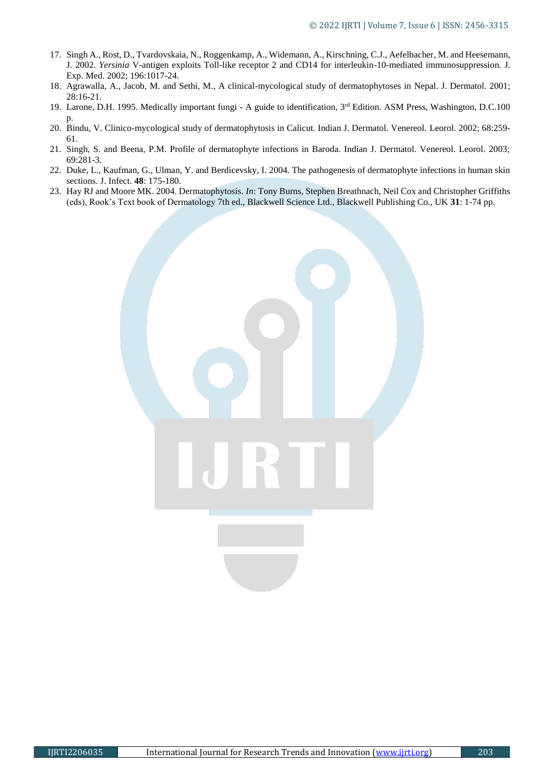17. Singh A., Rost, D., Tvardovskaia, N., Roggenkamp, A., Widemann, A., Kirschning, C.J., Aefelbacher, M. and Heesemann, J. 2002. *Yersinia* V-antigen exploits Toll-like receptor 2 and CD14 for interleukin-10-mediated immunosuppression. J. Exp. Med. 2002; 196:1017-24.
18. Agrawalla, A., Jacob, M. and Sethi, M., A clinical-mycological study of dermatophytoses in Nepal. J. Dermatol. 2001; 28:16-21.
19. Larone, D.H. 1995. Medically important fungi - A guide to identification, 3rd Edition. ASM Press, Washington, D.C.100 p.
20. Bindu, V. Clinico-mycological study of dermatophytosis in Calicut. Indian J. Dermatol. Venereol. Leorol. 2002; 68:259-61.
21. Singh, S. and Beena, P.M. Profile of dermatophyte infections in Baroda. Indian J. Dermatol. Venereol. Leorol. 2003; 69:281-3.
22. Duke, L., Kaufman, G., Ulman, Y. and Berdicevsky, I. 2004. The pathogenesis of dermatophyte infections in human skin sections. J. Infect. **48**: 175-180.
23. Hay RJ and Moore MK. 2004. Dermatophytosis. *In*: Tony Burns, Stephen Breathnach, Neil Cox and Christopher Griffiths (eds), Rook's Text book of Dermatology 7th ed., Blackwell Science Ltd., Blackwell Publishing Co., UK **31**: 1-74 pp.